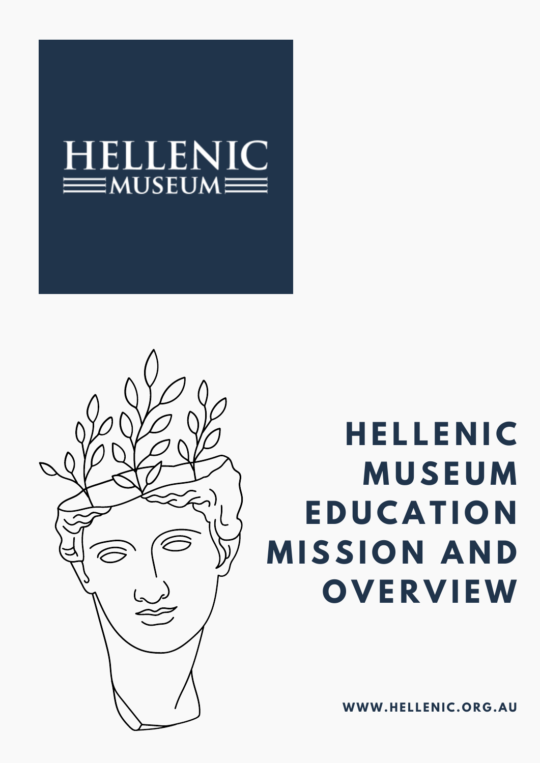HELLENIC
MUSEUM

# HELLENIC MUSEUM EDUCATION MISSION AND OVERVIEW

WWW.HELLENIC.ORG.AU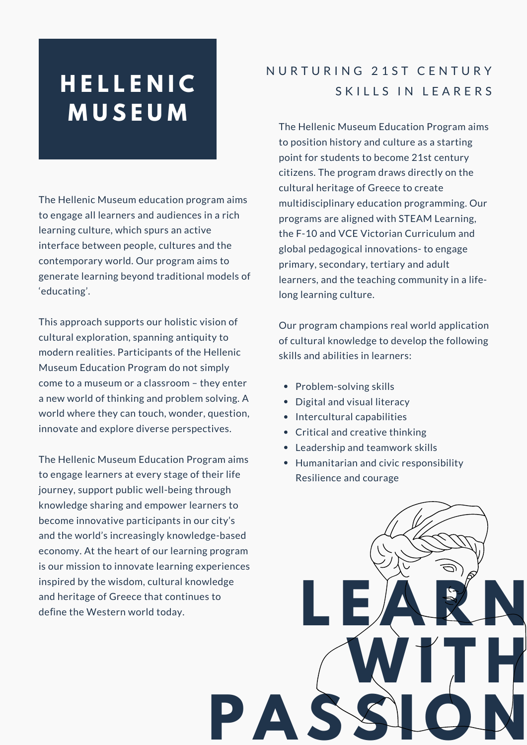# HELLENIC MUSEUM

The Hellenic Museum education program aims to engage all learners and audiences in a rich learning culture, which spurs an active interface between people, cultures and the contemporary world. Our program aims to generate learning beyond traditional models of 'educating'.

This approach supports our holistic vision of cultural exploration, spanning antiquity to modern realities. Participants of the Hellenic Museum Education Program do not simply come to a museum or a classroom – they enter a new world of thinking and problem solving. A world where they can touch, wonder, question, innovate and explore diverse perspectives.

The Hellenic Museum Education Program aims to engage learners at every stage of their life journey, support public well-being through knowledge sharing and empower learners to become innovative participants in our city's and the world's increasingly knowledge-based economy. At the heart of our learning program is our mission to innovate learning experiences inspired by the wisdom, cultural knowledge and heritage of Greece that continues to define the Western world today.

## NURTURING 21ST CENTURY SKILLS IN LEARERS

The Hellenic Museum Education Program aims to position history and culture as a starting point for students to become 21st century citizens. The program draws directly on the cultural heritage of Greece to create multidisciplinary education programming. Our programs are aligned with STEAM Learning, the F-10 and VCE Victorian Curriculum and global pedagogical innovations- to engage primary, secondary, tertiary and adult learners, and the teaching community in a life-long learning culture.

Our program champions real world application of cultural knowledge to develop the following skills and abilities in learners:

- Problem-solving skills
- Digital and visual literacy
- Intercultural capabilities
- Critical and creative thinking
- Leadership and teamwork skills
- Humanitarian and civic responsibility Resilience and courage

LEARN WITH PASSION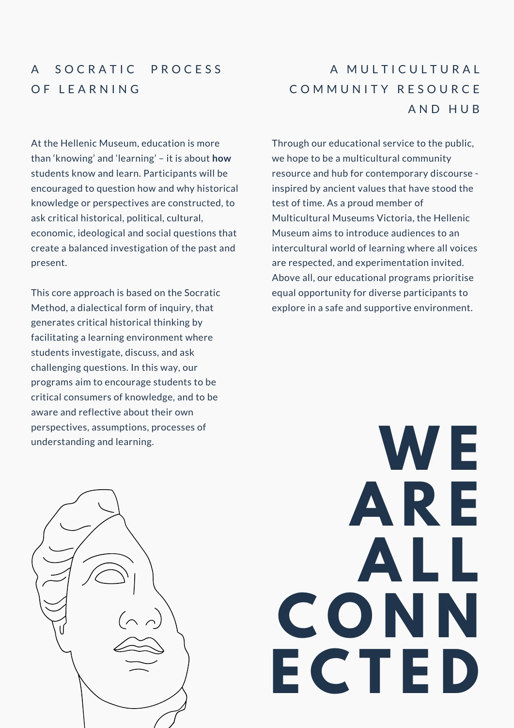## A SOCRATIC PROCESS OF LEARNING

At the Hellenic Museum, education is more than 'knowing' and 'learning' – it is about **how** students know and learn. Participants will be encouraged to question how and why historical knowledge or perspectives are constructed, to ask critical historical, political, cultural, economic, ideological and social questions that create a balanced investigation of the past and present.

This core approach is based on the Socratic Method, a dialectical form of inquiry, that generates critical historical thinking by facilitating a learning environment where students investigate, discuss, and ask challenging questions. In this way, our programs aim to encourage students to be critical consumers of knowledge, and to be aware and reflective about their own perspectives, assumptions, processes of understanding and learning.

## A MULTICULTURAL COMMUNITY RESOURCE AND HUB

Through our educational service to the public, we hope to be a multicultural community resource and hub for contemporary discourse - inspired by ancient values that have stood the test of time. As a proud member of Multicultural Museums Victoria, the Hellenic Museum aims to introduce audiences to an intercultural world of learning where all voices are respected, and experimentation invited. Above all, our educational programs prioritise equal opportunity for diverse participants to explore in a safe and supportive environment.

# WE ARE ALL CONNECTED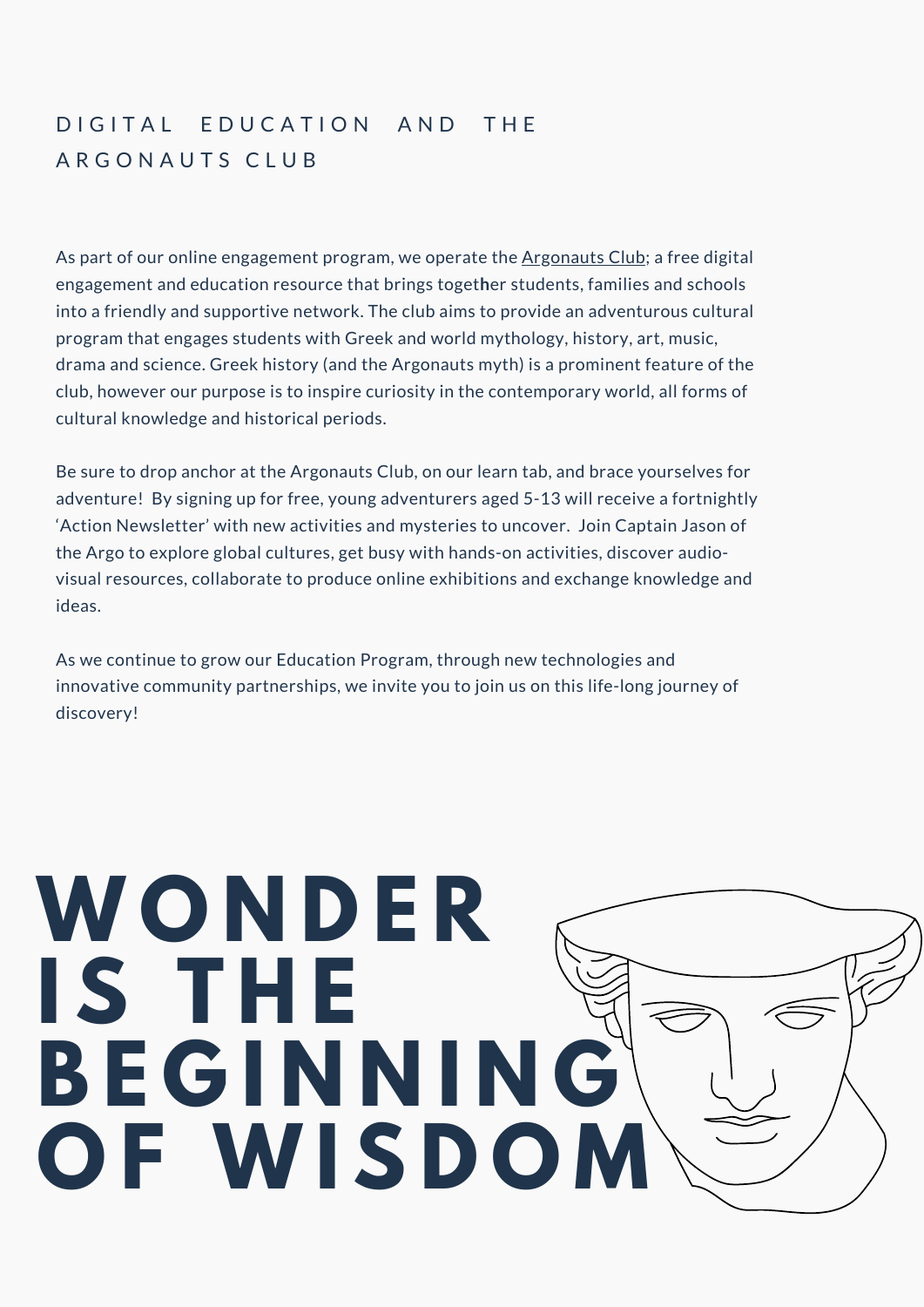# DIGITAL EDUCATION AND THE ARGONAUTS CLUB

As part of our online engagement program, we operate the Argonauts Club; a free digital engagement and education resource that brings together students, families and schools into a friendly and supportive network. The club aims to provide an adventurous cultural program that engages students with Greek and world mythology, history, art, music, drama and science. Greek history (and the Argonauts myth) is a prominent feature of the club, however our purpose is to inspire curiosity in the contemporary world, all forms of cultural knowledge and historical periods.

Be sure to drop anchor at the Argonauts Club, on our learn tab, and brace yourselves for adventure! By signing up for free, young adventurers aged 5-13 will receive a fortnightly 'Action Newsletter' with new activities and mysteries to uncover. Join Captain Jason of the Argo to explore global cultures, get busy with hands-on activities, discover audio-visual resources, collaborate to produce online exhibitions and exchange knowledge and ideas.

As we continue to grow our Education Program, through new technologies and innovative community partnerships, we invite you to join us on this life-long journey of discovery!

**WONDER IS THE BEGINNING OF WISDOM**